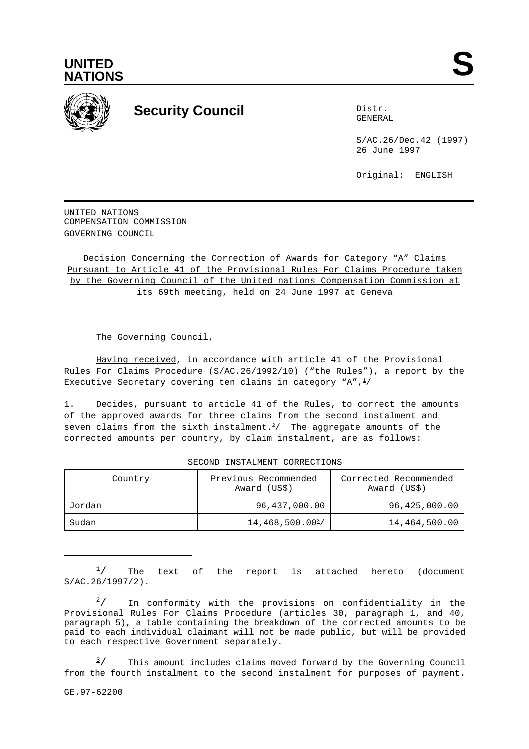UNITED NATIONS

S

Security Council

Distr.
GENERAL

S/AC.26/Dec.42 (1997)
26 June 1997

Original: ENGLISH

UNITED NATIONS
COMPENSATION COMMISSION
GOVERNING COUNCIL

Decision Concerning the Correction of Awards for Category "A" Claims Pursuant to Article 41 of the Provisional Rules For Claims Procedure taken by the Governing Council of the United nations Compensation Commission at its 69th meeting, held on 24 June 1997 at Geneva

The Governing Council,

Having received, in accordance with article 41 of the Provisional Rules For Claims Procedure (S/AC.26/1992/10) ("the Rules"), a report by the Executive Secretary covering ten claims in category "A",[1]/

1. Decides, pursuant to article 41 of the Rules, to correct the amounts of the approved awards for three claims from the second instalment and seven claims from the sixth instalment.[2]/ The aggregate amounts of the corrected amounts per country, by claim instalment, are as follows:

SECOND INSTALMENT CORRECTIONS

| Country | Previous Recommended Award (US$) | Corrected Recommended Award (US$) |
|---|---|---|
| Jordan | 96,437,000.00 | 96,425,000.00 |
| Sudan | 14,468,500.00[3]/ | 14,464,500.00 |

[1]/ The text of the report is attached hereto (document S/AC.26/1997/2).

[2]/ In conformity with the provisions on confidentiality in the Provisional Rules For Claims Procedure (articles 30, paragraph 1, and 40, paragraph 5), a table containing the breakdown of the corrected amounts to be paid to each individual claimant will not be made public, but will be provided to each respective Government separately.

[3]/ This amount includes claims moved forward by the Governing Council from the fourth instalment to the second instalment for purposes of payment.

GE.97-62200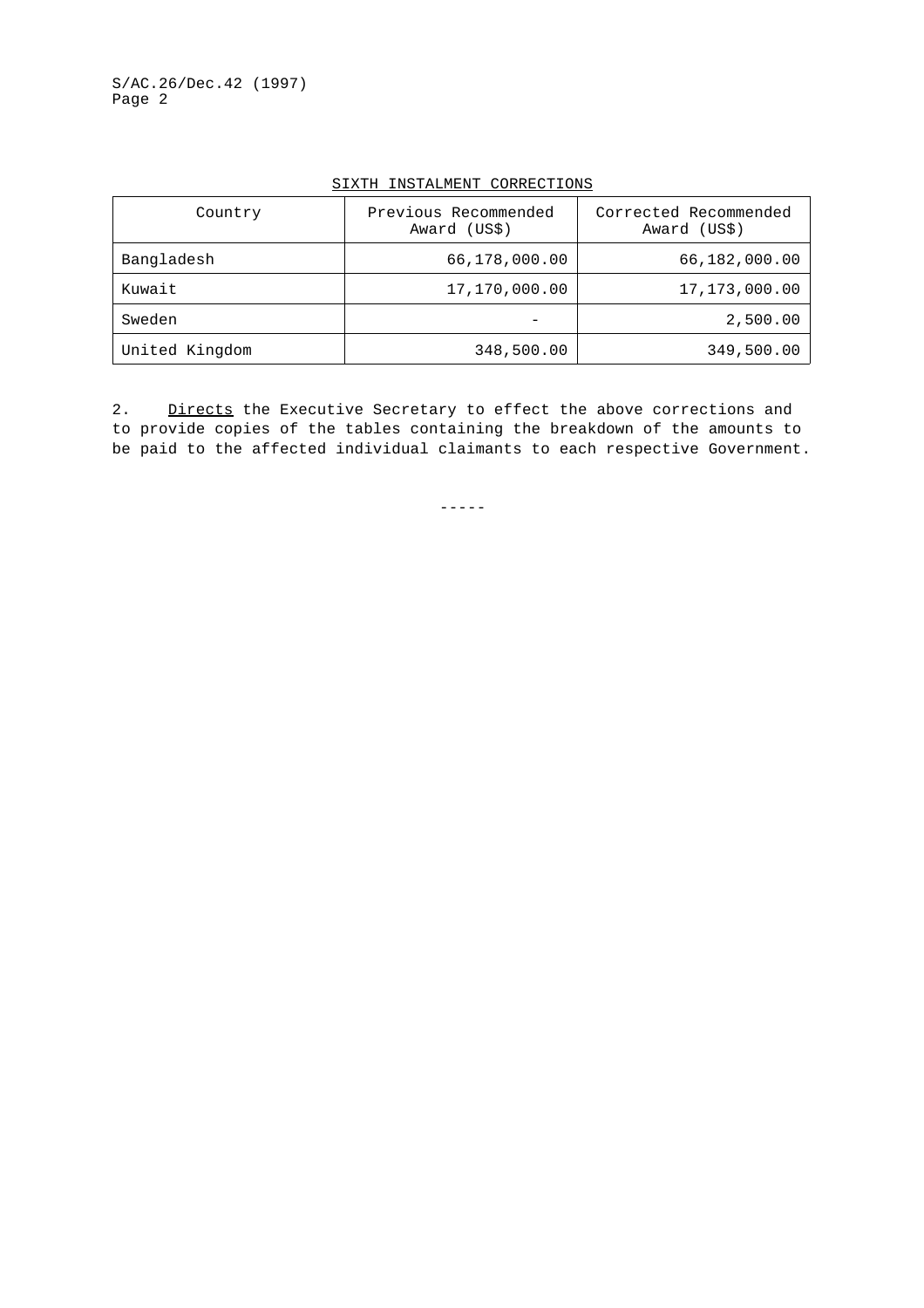SIXTH INSTALMENT CORRECTIONS

| Country | Previous Recommended Award (US$) | Corrected Recommended Award (US$) |
|---|---|---|
| Bangladesh | 66,178,000.00 | 66,182,000.00 |
| Kuwait | 17,170,000.00 | 17,173,000.00 |
| Sweden | - | 2,500.00 |
| United Kingdom | 348,500.00 | 349,500.00 |

2. Directs the Executive Secretary to effect the above corrections and to provide copies of the tables containing the breakdown of the amounts to be paid to the affected individual claimants to each respective Government.

-----